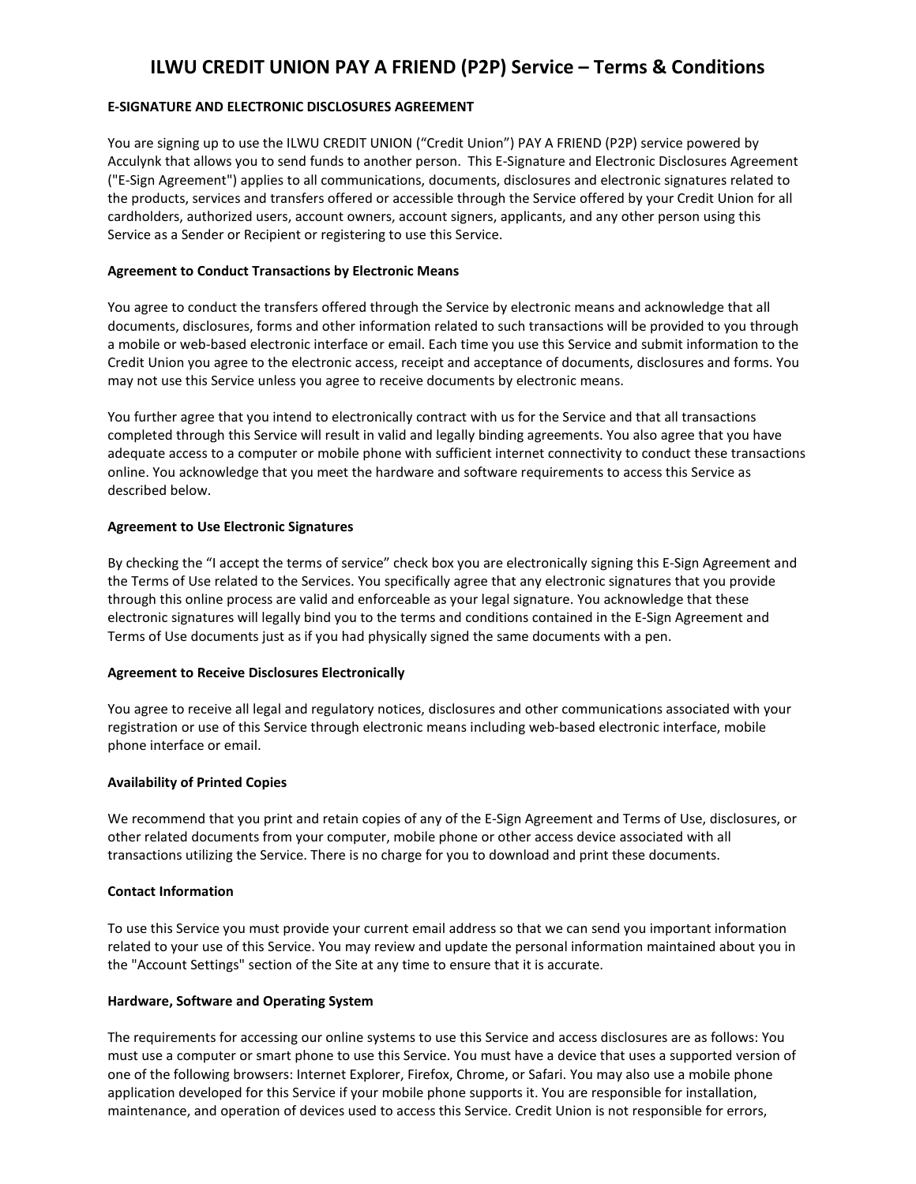# ILWU CREDIT UNION PAY A FRIEND (P2P) Service – Terms & Conditions

**E-SIGNATURE AND ELECTRONIC DISCLOSURES AGREEMENT**

You are signing up to use the ILWU CREDIT UNION ("Credit Union") PAY A FRIEND (P2P) service powered by Acculynk that allows you to send funds to another person. This E-Signature and Electronic Disclosures Agreement ("E-Sign Agreement") applies to all communications, documents, disclosures and electronic signatures related to the products, services and transfers offered or accessible through the Service offered by your Credit Union for all cardholders, authorized users, account owners, account signers, applicants, and any other person using this Service as a Sender or Recipient or registering to use this Service.

**Agreement to Conduct Transactions by Electronic Means**

You agree to conduct the transfers offered through the Service by electronic means and acknowledge that all documents, disclosures, forms and other information related to such transactions will be provided to you through a mobile or web-based electronic interface or email. Each time you use this Service and submit information to the Credit Union you agree to the electronic access, receipt and acceptance of documents, disclosures and forms. You may not use this Service unless you agree to receive documents by electronic means.

You further agree that you intend to electronically contract with us for the Service and that all transactions completed through this Service will result in valid and legally binding agreements. You also agree that you have adequate access to a computer or mobile phone with sufficient internet connectivity to conduct these transactions online. You acknowledge that you meet the hardware and software requirements to access this Service as described below.

**Agreement to Use Electronic Signatures**

By checking the "I accept the terms of service" check box you are electronically signing this E-Sign Agreement and the Terms of Use related to the Services. You specifically agree that any electronic signatures that you provide through this online process are valid and enforceable as your legal signature. You acknowledge that these electronic signatures will legally bind you to the terms and conditions contained in the E-Sign Agreement and Terms of Use documents just as if you had physically signed the same documents with a pen.

**Agreement to Receive Disclosures Electronically**

You agree to receive all legal and regulatory notices, disclosures and other communications associated with your registration or use of this Service through electronic means including web-based electronic interface, mobile phone interface or email.

**Availability of Printed Copies**

We recommend that you print and retain copies of any of the E-Sign Agreement and Terms of Use, disclosures, or other related documents from your computer, mobile phone or other access device associated with all transactions utilizing the Service. There is no charge for you to download and print these documents.

**Contact Information**

To use this Service you must provide your current email address so that we can send you important information related to your use of this Service. You may review and update the personal information maintained about you in the "Account Settings" section of the Site at any time to ensure that it is accurate.

**Hardware, Software and Operating System**

The requirements for accessing our online systems to use this Service and access disclosures are as follows: You must use a computer or smart phone to use this Service. You must have a device that uses a supported version of one of the following browsers: Internet Explorer, Firefox, Chrome, or Safari. You may also use a mobile phone application developed for this Service if your mobile phone supports it. You are responsible for installation, maintenance, and operation of devices used to access this Service. Credit Union is not responsible for errors,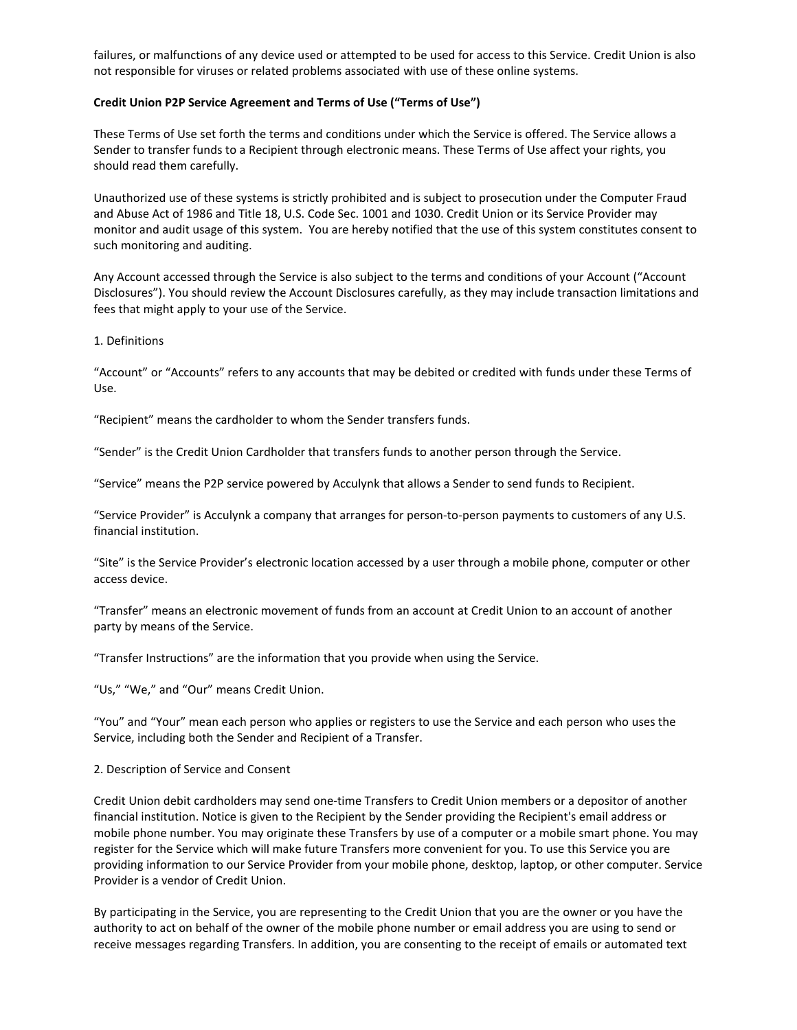failures, or malfunctions of any device used or attempted to be used for access to this Service. Credit Union is also not responsible for viruses or related problems associated with use of these online systems.

**Credit Union P2P Service Agreement and Terms of Use ("Terms of Use")**

These Terms of Use set forth the terms and conditions under which the Service is offered. The Service allows a Sender to transfer funds to a Recipient through electronic means. These Terms of Use affect your rights, you should read them carefully.

Unauthorized use of these systems is strictly prohibited and is subject to prosecution under the Computer Fraud and Abuse Act of 1986 and Title 18, U.S. Code Sec. 1001 and 1030. Credit Union or its Service Provider may monitor and audit usage of this system. You are hereby notified that the use of this system constitutes consent to such monitoring and auditing.

Any Account accessed through the Service is also subject to the terms and conditions of your Account ("Account Disclosures"). You should review the Account Disclosures carefully, as they may include transaction limitations and fees that might apply to your use of the Service.

1. Definitions

"Account" or "Accounts" refers to any accounts that may be debited or credited with funds under these Terms of Use.

"Recipient" means the cardholder to whom the Sender transfers funds.

"Sender" is the Credit Union Cardholder that transfers funds to another person through the Service.

"Service" means the P2P service powered by Acculynk that allows a Sender to send funds to Recipient.

"Service Provider" is Acculynk a company that arranges for person-to-person payments to customers of any U.S. financial institution.

"Site" is the Service Provider's electronic location accessed by a user through a mobile phone, computer or other access device.

"Transfer" means an electronic movement of funds from an account at Credit Union to an account of another party by means of the Service.

"Transfer Instructions" are the information that you provide when using the Service.

"Us," "We," and "Our" means Credit Union.

"You" and "Your" mean each person who applies or registers to use the Service and each person who uses the Service, including both the Sender and Recipient of a Transfer.

2. Description of Service and Consent

Credit Union debit cardholders may send one-time Transfers to Credit Union members or a depositor of another financial institution. Notice is given to the Recipient by the Sender providing the Recipient's email address or mobile phone number. You may originate these Transfers by use of a computer or a mobile smart phone. You may register for the Service which will make future Transfers more convenient for you. To use this Service you are providing information to our Service Provider from your mobile phone, desktop, laptop, or other computer. Service Provider is a vendor of Credit Union.

By participating in the Service, you are representing to the Credit Union that you are the owner or you have the authority to act on behalf of the owner of the mobile phone number or email address you are using to send or receive messages regarding Transfers. In addition, you are consenting to the receipt of emails or automated text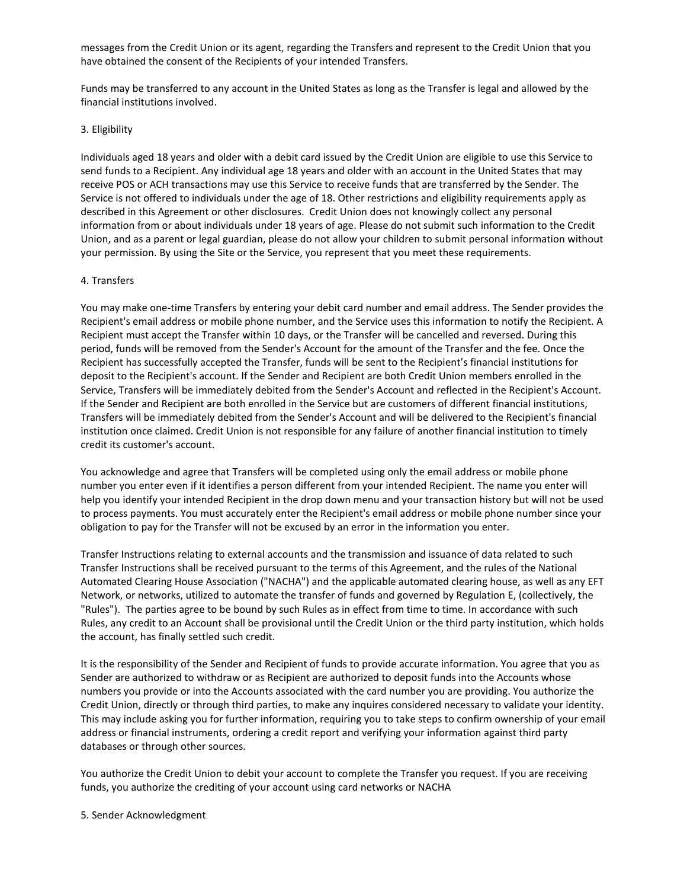messages from the Credit Union or its agent, regarding the Transfers and represent to the Credit Union that you have obtained the consent of the Recipients of your intended Transfers.

Funds may be transferred to any account in the United States as long as the Transfer is legal and allowed by the financial institutions involved.

3. Eligibility

Individuals aged 18 years and older with a debit card issued by the Credit Union are eligible to use this Service to send funds to a Recipient. Any individual age 18 years and older with an account in the United States that may receive POS or ACH transactions may use this Service to receive funds that are transferred by the Sender. The Service is not offered to individuals under the age of 18. Other restrictions and eligibility requirements apply as described in this Agreement or other disclosures. Credit Union does not knowingly collect any personal information from or about individuals under 18 years of age. Please do not submit such information to the Credit Union, and as a parent or legal guardian, please do not allow your children to submit personal information without your permission. By using the Site or the Service, you represent that you meet these requirements.

4. Transfers

You may make one-time Transfers by entering your debit card number and email address. The Sender provides the Recipient's email address or mobile phone number, and the Service uses this information to notify the Recipient. A Recipient must accept the Transfer within 10 days, or the Transfer will be cancelled and reversed. During this period, funds will be removed from the Sender's Account for the amount of the Transfer and the fee. Once the Recipient has successfully accepted the Transfer, funds will be sent to the Recipient's financial institutions for deposit to the Recipient's account. If the Sender and Recipient are both Credit Union members enrolled in the Service, Transfers will be immediately debited from the Sender's Account and reflected in the Recipient's Account. If the Sender and Recipient are both enrolled in the Service but are customers of different financial institutions, Transfers will be immediately debited from the Sender's Account and will be delivered to the Recipient's financial institution once claimed. Credit Union is not responsible for any failure of another financial institution to timely credit its customer's account.

You acknowledge and agree that Transfers will be completed using only the email address or mobile phone number you enter even if it identifies a person different from your intended Recipient. The name you enter will help you identify your intended Recipient in the drop down menu and your transaction history but will not be used to process payments. You must accurately enter the Recipient's email address or mobile phone number since your obligation to pay for the Transfer will not be excused by an error in the information you enter.

Transfer Instructions relating to external accounts and the transmission and issuance of data related to such Transfer Instructions shall be received pursuant to the terms of this Agreement, and the rules of the National Automated Clearing House Association ("NACHA") and the applicable automated clearing house, as well as any EFT Network, or networks, utilized to automate the transfer of funds and governed by Regulation E, (collectively, the "Rules"). The parties agree to be bound by such Rules as in effect from time to time. In accordance with such Rules, any credit to an Account shall be provisional until the Credit Union or the third party institution, which holds the account, has finally settled such credit.

It is the responsibility of the Sender and Recipient of funds to provide accurate information. You agree that you as Sender are authorized to withdraw or as Recipient are authorized to deposit funds into the Accounts whose numbers you provide or into the Accounts associated with the card number you are providing. You authorize the Credit Union, directly or through third parties, to make any inquires considered necessary to validate your identity. This may include asking you for further information, requiring you to take steps to confirm ownership of your email address or financial instruments, ordering a credit report and verifying your information against third party databases or through other sources.

You authorize the Credit Union to debit your account to complete the Transfer you request. If you are receiving funds, you authorize the crediting of your account using card networks or NACHA

5. Sender Acknowledgment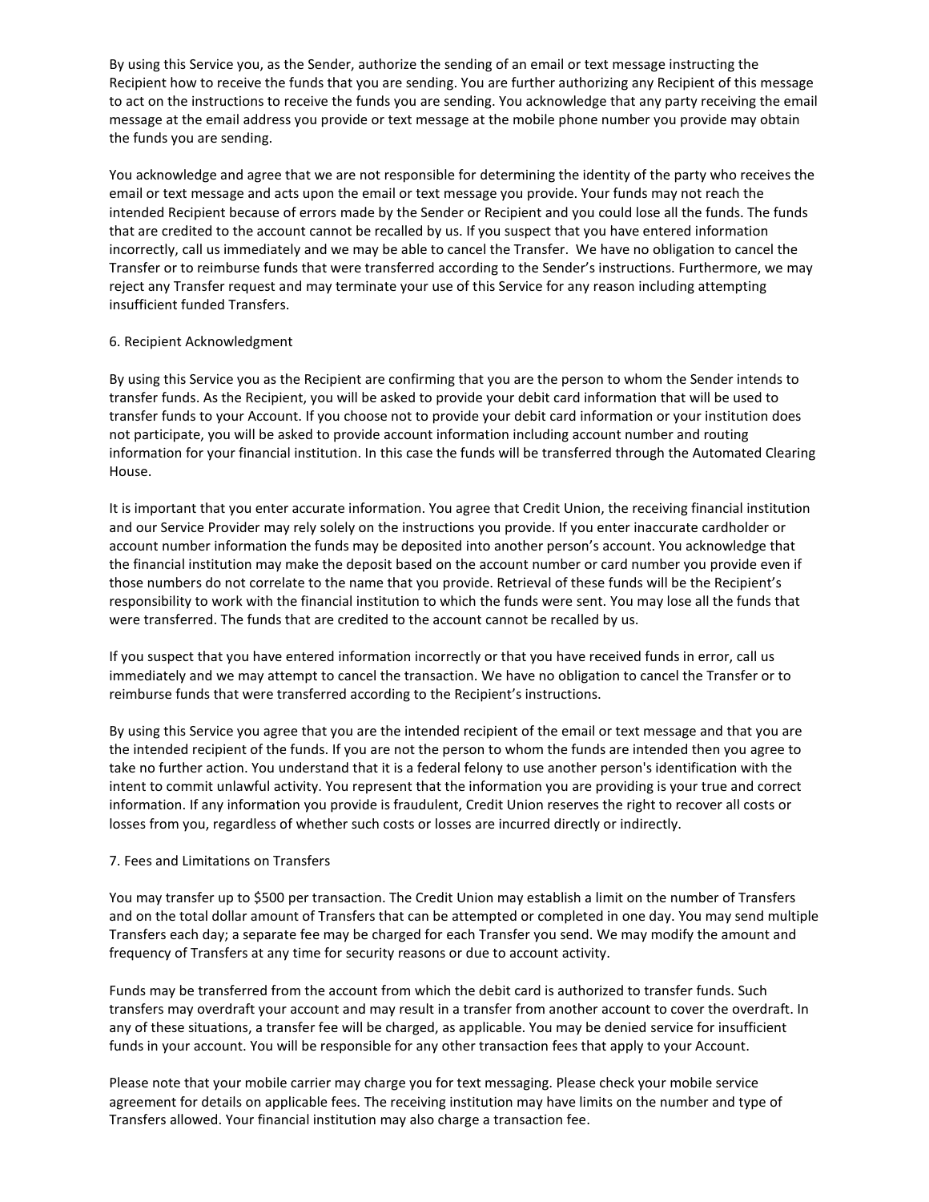By using this Service you, as the Sender, authorize the sending of an email or text message instructing the Recipient how to receive the funds that you are sending. You are further authorizing any Recipient of this message to act on the instructions to receive the funds you are sending. You acknowledge that any party receiving the email message at the email address you provide or text message at the mobile phone number you provide may obtain the funds you are sending.

You acknowledge and agree that we are not responsible for determining the identity of the party who receives the email or text message and acts upon the email or text message you provide. Your funds may not reach the intended Recipient because of errors made by the Sender or Recipient and you could lose all the funds. The funds that are credited to the account cannot be recalled by us. If you suspect that you have entered information incorrectly, call us immediately and we may be able to cancel the Transfer. We have no obligation to cancel the Transfer or to reimburse funds that were transferred according to the Sender's instructions. Furthermore, we may reject any Transfer request and may terminate your use of this Service for any reason including attempting insufficient funded Transfers.

## 6. Recipient Acknowledgment

By using this Service you as the Recipient are confirming that you are the person to whom the Sender intends to transfer funds. As the Recipient, you will be asked to provide your debit card information that will be used to transfer funds to your Account. If you choose not to provide your debit card information or your institution does not participate, you will be asked to provide account information including account number and routing information for your financial institution. In this case the funds will be transferred through the Automated Clearing House.

It is important that you enter accurate information. You agree that Credit Union, the receiving financial institution and our Service Provider may rely solely on the instructions you provide. If you enter inaccurate cardholder or account number information the funds may be deposited into another person's account. You acknowledge that the financial institution may make the deposit based on the account number or card number you provide even if those numbers do not correlate to the name that you provide. Retrieval of these funds will be the Recipient's responsibility to work with the financial institution to which the funds were sent. You may lose all the funds that were transferred. The funds that are credited to the account cannot be recalled by us.

If you suspect that you have entered information incorrectly or that you have received funds in error, call us immediately and we may attempt to cancel the transaction. We have no obligation to cancel the Transfer or to reimburse funds that were transferred according to the Recipient's instructions.

By using this Service you agree that you are the intended recipient of the email or text message and that you are the intended recipient of the funds. If you are not the person to whom the funds are intended then you agree to take no further action. You understand that it is a federal felony to use another person's identification with the intent to commit unlawful activity. You represent that the information you are providing is your true and correct information. If any information you provide is fraudulent, Credit Union reserves the right to recover all costs or losses from you, regardless of whether such costs or losses are incurred directly or indirectly.

## 7. Fees and Limitations on Transfers

You may transfer up to $500 per transaction. The Credit Union may establish a limit on the number of Transfers and on the total dollar amount of Transfers that can be attempted or completed in one day. You may send multiple Transfers each day; a separate fee may be charged for each Transfer you send. We may modify the amount and frequency of Transfers at any time for security reasons or due to account activity.

Funds may be transferred from the account from which the debit card is authorized to transfer funds. Such transfers may overdraft your account and may result in a transfer from another account to cover the overdraft. In any of these situations, a transfer fee will be charged, as applicable. You may be denied service for insufficient funds in your account. You will be responsible for any other transaction fees that apply to your Account.

Please note that your mobile carrier may charge you for text messaging. Please check your mobile service agreement for details on applicable fees. The receiving institution may have limits on the number and type of Transfers allowed. Your financial institution may also charge a transaction fee.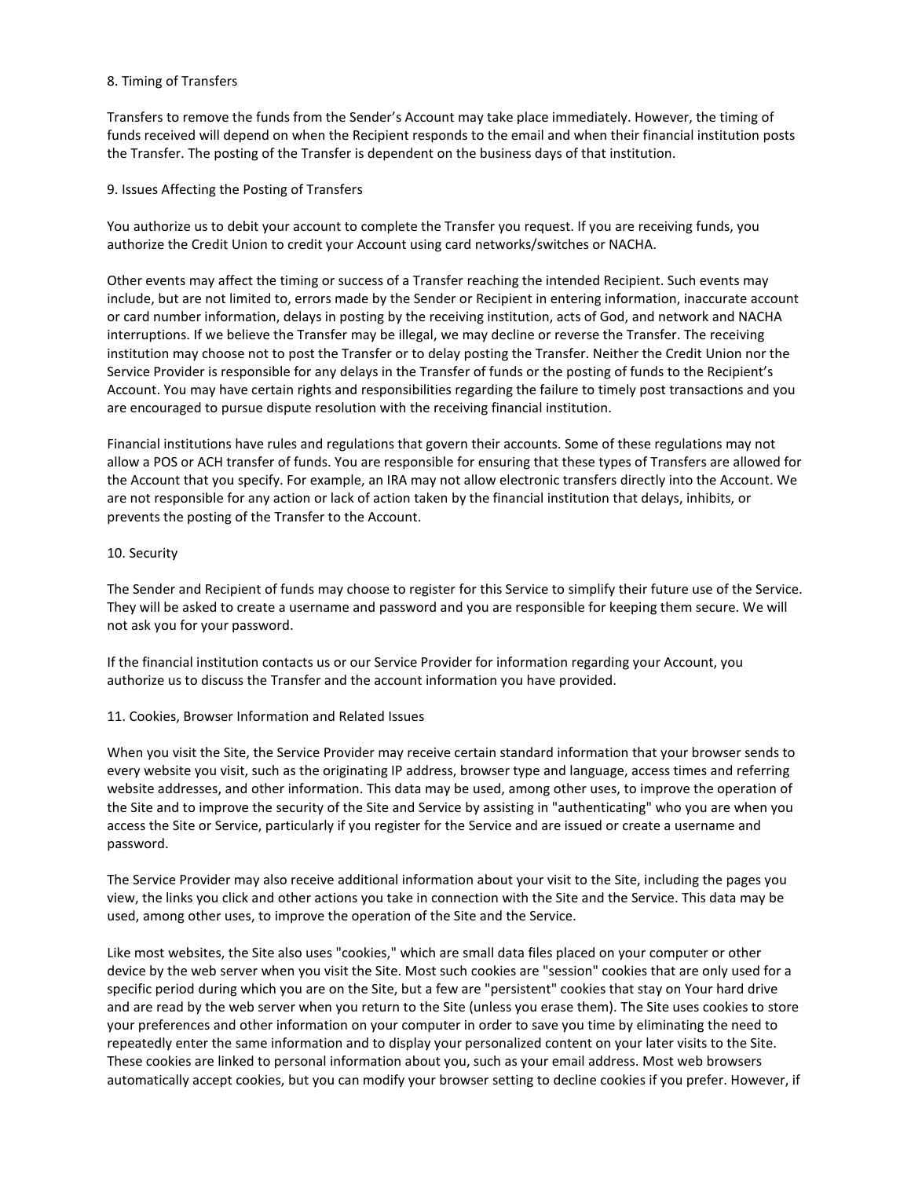## 8. Timing of Transfers

Transfers to remove the funds from the Sender's Account may take place immediately. However, the timing of funds received will depend on when the Recipient responds to the email and when their financial institution posts the Transfer. The posting of the Transfer is dependent on the business days of that institution.

## 9. Issues Affecting the Posting of Transfers

You authorize us to debit your account to complete the Transfer you request. If you are receiving funds, you authorize the Credit Union to credit your Account using card networks/switches or NACHA.

Other events may affect the timing or success of a Transfer reaching the intended Recipient. Such events may include, but are not limited to, errors made by the Sender or Recipient in entering information, inaccurate account or card number information, delays in posting by the receiving institution, acts of God, and network and NACHA interruptions. If we believe the Transfer may be illegal, we may decline or reverse the Transfer. The receiving institution may choose not to post the Transfer or to delay posting the Transfer. Neither the Credit Union nor the Service Provider is responsible for any delays in the Transfer of funds or the posting of funds to the Recipient's Account. You may have certain rights and responsibilities regarding the failure to timely post transactions and you are encouraged to pursue dispute resolution with the receiving financial institution.

Financial institutions have rules and regulations that govern their accounts. Some of these regulations may not allow a POS or ACH transfer of funds. You are responsible for ensuring that these types of Transfers are allowed for the Account that you specify. For example, an IRA may not allow electronic transfers directly into the Account. We are not responsible for any action or lack of action taken by the financial institution that delays, inhibits, or prevents the posting of the Transfer to the Account.

## 10. Security

The Sender and Recipient of funds may choose to register for this Service to simplify their future use of the Service. They will be asked to create a username and password and you are responsible for keeping them secure. We will not ask you for your password.

If the financial institution contacts us or our Service Provider for information regarding your Account, you authorize us to discuss the Transfer and the account information you have provided.

## 11. Cookies, Browser Information and Related Issues

When you visit the Site, the Service Provider may receive certain standard information that your browser sends to every website you visit, such as the originating IP address, browser type and language, access times and referring website addresses, and other information. This data may be used, among other uses, to improve the operation of the Site and to improve the security of the Site and Service by assisting in "authenticating" who you are when you access the Site or Service, particularly if you register for the Service and are issued or create a username and password.

The Service Provider may also receive additional information about your visit to the Site, including the pages you view, the links you click and other actions you take in connection with the Site and the Service. This data may be used, among other uses, to improve the operation of the Site and the Service.

Like most websites, the Site also uses "cookies," which are small data files placed on your computer or other device by the web server when you visit the Site. Most such cookies are "session" cookies that are only used for a specific period during which you are on the Site, but a few are "persistent" cookies that stay on Your hard drive and are read by the web server when you return to the Site (unless you erase them). The Site uses cookies to store your preferences and other information on your computer in order to save you time by eliminating the need to repeatedly enter the same information and to display your personalized content on your later visits to the Site. These cookies are linked to personal information about you, such as your email address. Most web browsers automatically accept cookies, but you can modify your browser setting to decline cookies if you prefer. However, if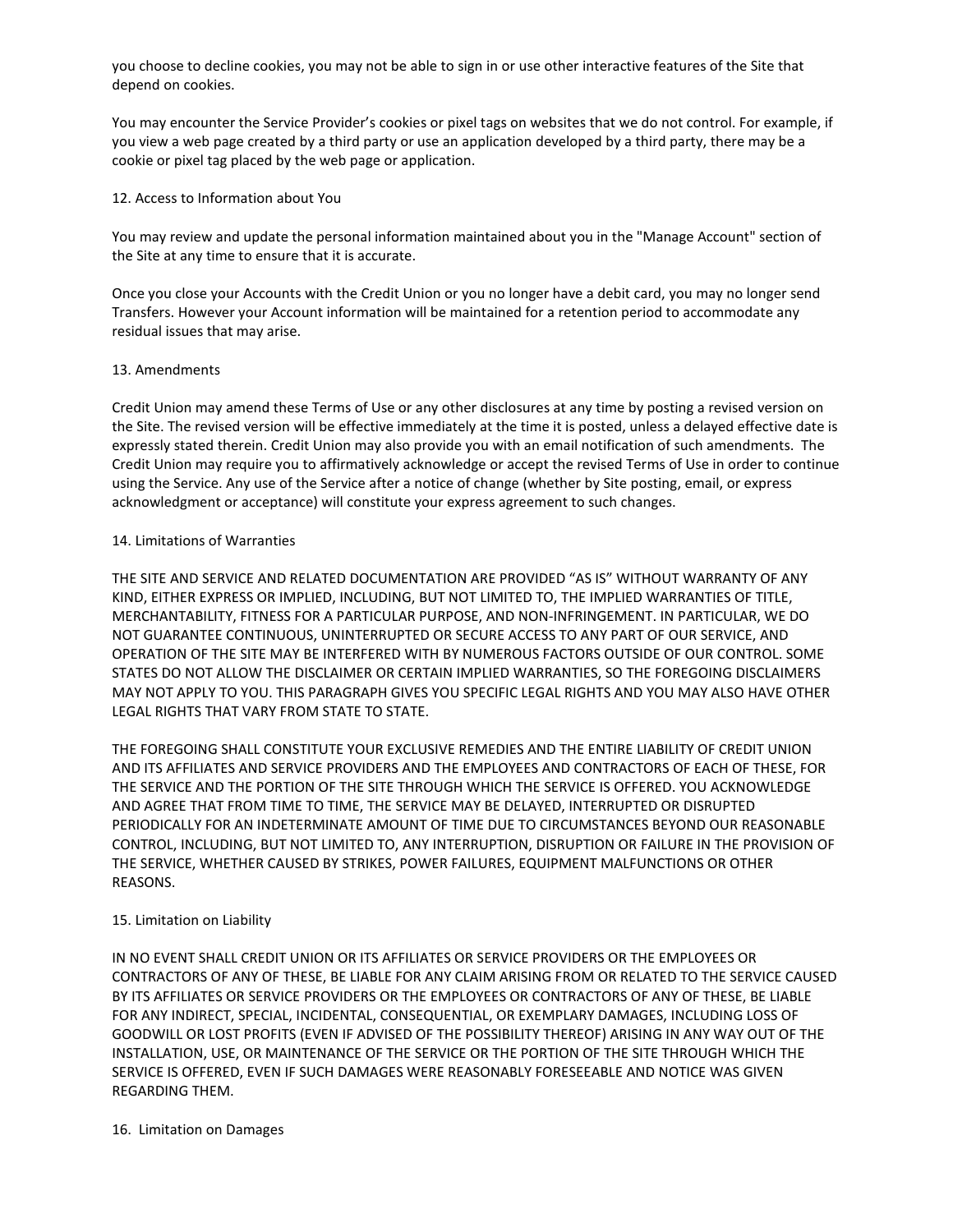you choose to decline cookies, you may not be able to sign in or use other interactive features of the Site that depend on cookies.

You may encounter the Service Provider's cookies or pixel tags on websites that we do not control. For example, if you view a web page created by a third party or use an application developed by a third party, there may be a cookie or pixel tag placed by the web page or application.

## 12. Access to Information about You

You may review and update the personal information maintained about you in the "Manage Account" section of the Site at any time to ensure that it is accurate.

Once you close your Accounts with the Credit Union or you no longer have a debit card, you may no longer send Transfers. However your Account information will be maintained for a retention period to accommodate any residual issues that may arise.

## 13. Amendments

Credit Union may amend these Terms of Use or any other disclosures at any time by posting a revised version on the Site. The revised version will be effective immediately at the time it is posted, unless a delayed effective date is expressly stated therein. Credit Union may also provide you with an email notification of such amendments. The Credit Union may require you to affirmatively acknowledge or accept the revised Terms of Use in order to continue using the Service. Any use of the Service after a notice of change (whether by Site posting, email, or express acknowledgment or acceptance) will constitute your express agreement to such changes.

## 14. Limitations of Warranties

THE SITE AND SERVICE AND RELATED DOCUMENTATION ARE PROVIDED "AS IS" WITHOUT WARRANTY OF ANY KIND, EITHER EXPRESS OR IMPLIED, INCLUDING, BUT NOT LIMITED TO, THE IMPLIED WARRANTIES OF TITLE, MERCHANTABILITY, FITNESS FOR A PARTICULAR PURPOSE, AND NON-INFRINGEMENT. IN PARTICULAR, WE DO NOT GUARANTEE CONTINUOUS, UNINTERRUPTED OR SECURE ACCESS TO ANY PART OF OUR SERVICE, AND OPERATION OF THE SITE MAY BE INTERFERED WITH BY NUMEROUS FACTORS OUTSIDE OF OUR CONTROL. SOME STATES DO NOT ALLOW THE DISCLAIMER OR CERTAIN IMPLIED WARRANTIES, SO THE FOREGOING DISCLAIMERS MAY NOT APPLY TO YOU. THIS PARAGRAPH GIVES YOU SPECIFIC LEGAL RIGHTS AND YOU MAY ALSO HAVE OTHER LEGAL RIGHTS THAT VARY FROM STATE TO STATE.

THE FOREGOING SHALL CONSTITUTE YOUR EXCLUSIVE REMEDIES AND THE ENTIRE LIABILITY OF CREDIT UNION AND ITS AFFILIATES AND SERVICE PROVIDERS AND THE EMPLOYEES AND CONTRACTORS OF EACH OF THESE, FOR THE SERVICE AND THE PORTION OF THE SITE THROUGH WHICH THE SERVICE IS OFFERED. YOU ACKNOWLEDGE AND AGREE THAT FROM TIME TO TIME, THE SERVICE MAY BE DELAYED, INTERRUPTED OR DISRUPTED PERIODICALLY FOR AN INDETERMINATE AMOUNT OF TIME DUE TO CIRCUMSTANCES BEYOND OUR REASONABLE CONTROL, INCLUDING, BUT NOT LIMITED TO, ANY INTERRUPTION, DISRUPTION OR FAILURE IN THE PROVISION OF THE SERVICE, WHETHER CAUSED BY STRIKES, POWER FAILURES, EQUIPMENT MALFUNCTIONS OR OTHER REASONS.

## 15. Limitation on Liability

IN NO EVENT SHALL CREDIT UNION OR ITS AFFILIATES OR SERVICE PROVIDERS OR THE EMPLOYEES OR CONTRACTORS OF ANY OF THESE, BE LIABLE FOR ANY CLAIM ARISING FROM OR RELATED TO THE SERVICE CAUSED BY ITS AFFILIATES OR SERVICE PROVIDERS OR THE EMPLOYEES OR CONTRACTORS OF ANY OF THESE, BE LIABLE FOR ANY INDIRECT, SPECIAL, INCIDENTAL, CONSEQUENTIAL, OR EXEMPLARY DAMAGES, INCLUDING LOSS OF GOODWILL OR LOST PROFITS (EVEN IF ADVISED OF THE POSSIBILITY THEREOF) ARISING IN ANY WAY OUT OF THE INSTALLATION, USE, OR MAINTENANCE OF THE SERVICE OR THE PORTION OF THE SITE THROUGH WHICH THE SERVICE IS OFFERED, EVEN IF SUCH DAMAGES WERE REASONABLY FORESEEABLE AND NOTICE WAS GIVEN REGARDING THEM.

## 16. Limitation on Damages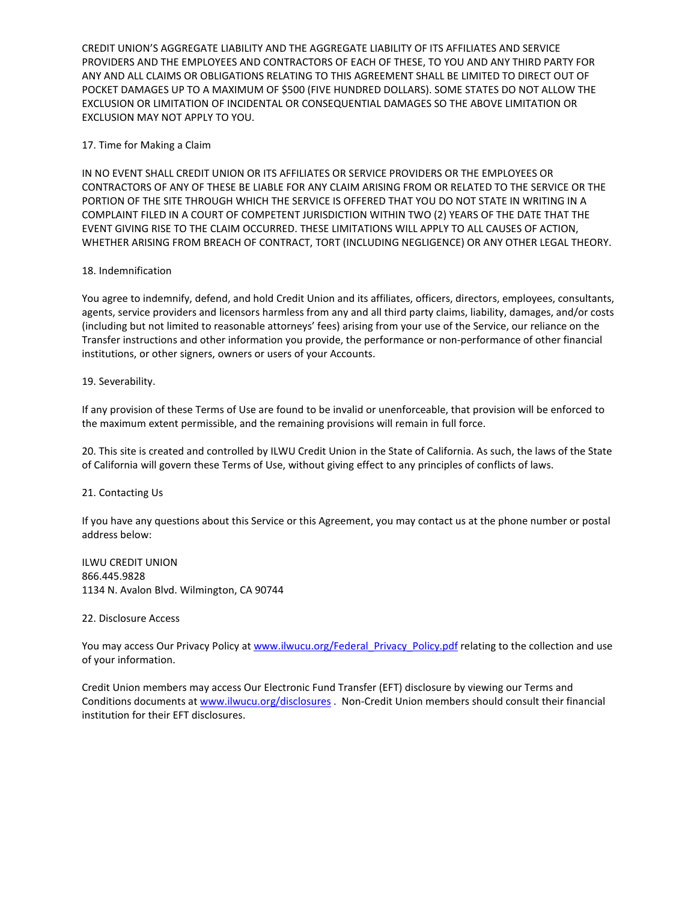CREDIT UNION'S AGGREGATE LIABILITY AND THE AGGREGATE LIABILITY OF ITS AFFILIATES AND SERVICE PROVIDERS AND THE EMPLOYEES AND CONTRACTORS OF EACH OF THESE, TO YOU AND ANY THIRD PARTY FOR ANY AND ALL CLAIMS OR OBLIGATIONS RELATING TO THIS AGREEMENT SHALL BE LIMITED TO DIRECT OUT OF POCKET DAMAGES UP TO A MAXIMUM OF $500 (FIVE HUNDRED DOLLARS). SOME STATES DO NOT ALLOW THE EXCLUSION OR LIMITATION OF INCIDENTAL OR CONSEQUENTIAL DAMAGES SO THE ABOVE LIMITATION OR EXCLUSION MAY NOT APPLY TO YOU.

17. Time for Making a Claim

IN NO EVENT SHALL CREDIT UNION OR ITS AFFILIATES OR SERVICE PROVIDERS OR THE EMPLOYEES OR CONTRACTORS OF ANY OF THESE BE LIABLE FOR ANY CLAIM ARISING FROM OR RELATED TO THE SERVICE OR THE PORTION OF THE SITE THROUGH WHICH THE SERVICE IS OFFERED THAT YOU DO NOT STATE IN WRITING IN A COMPLAINT FILED IN A COURT OF COMPETENT JURISDICTION WITHIN TWO (2) YEARS OF THE DATE THAT THE EVENT GIVING RISE TO THE CLAIM OCCURRED. THESE LIMITATIONS WILL APPLY TO ALL CAUSES OF ACTION, WHETHER ARISING FROM BREACH OF CONTRACT, TORT (INCLUDING NEGLIGENCE) OR ANY OTHER LEGAL THEORY.

18. Indemnification

You agree to indemnify, defend, and hold Credit Union and its affiliates, officers, directors, employees, consultants, agents, service providers and licensors harmless from any and all third party claims, liability, damages, and/or costs (including but not limited to reasonable attorneys' fees) arising from your use of the Service, our reliance on the Transfer instructions and other information you provide, the performance or non-performance of other financial institutions, or other signers, owners or users of your Accounts.

19. Severability.

If any provision of these Terms of Use are found to be invalid or unenforceable, that provision will be enforced to the maximum extent permissible, and the remaining provisions will remain in full force.

20. This site is created and controlled by ILWU Credit Union in the State of California. As such, the laws of the State of California will govern these Terms of Use, without giving effect to any principles of conflicts of laws.

21. Contacting Us

If you have any questions about this Service or this Agreement, you may contact us at the phone number or postal address below:

ILWU CREDIT UNION
866.445.9828
1134 N. Avalon Blvd. Wilmington, CA 90744

22. Disclosure Access

You may access Our Privacy Policy at www.ilwucu.org/Federal_Privacy_Policy.pdf relating to the collection and use of your information.

Credit Union members may access Our Electronic Fund Transfer (EFT) disclosure by viewing our Terms and Conditions documents at www.ilwucu.org/disclosures . Non-Credit Union members should consult their financial institution for their EFT disclosures.